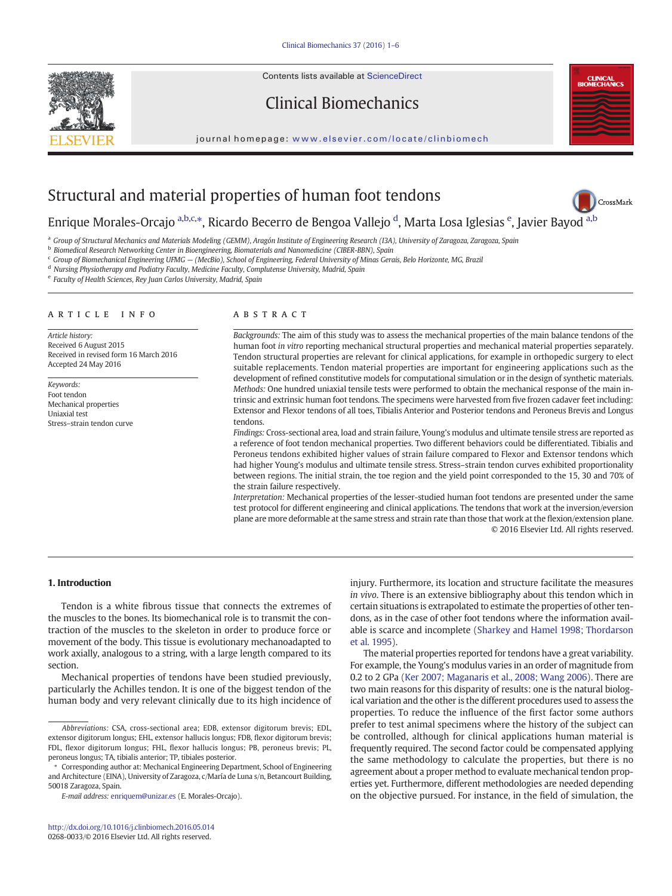# Structural and material properties of human foot tendons

Enrique Morales-Orcajo [a,b,c,*], Ricardo Becerro de Bengoa Vallejo [d], Marta Losa Iglesias [e], Javier Bayod [a,b]

[a] Group of Structural Mechanics and Materials Modeling (GEMM), Aragón Institute of Engineering Research (I3A), University of Zaragoza, Zaragoza, Spain
[b] Biomedical Research Networking Center in Bioengineering, Biomaterials and Nanomedicine (CIBER-BBN), Spain
[c] Group of Biomechanical Engineering UFMG — (MecBio), School of Engineering, Federal University of Minas Gerais, Belo Horizonte, MG, Brazil
[d] Nursing Physiotherapy and Podiatry Faculty, Medicine Faculty, Complutense University, Madrid, Spain
[e] Faculty of Health Sciences, Rey Juan Carlos University, Madrid, Spain

## ARTICLE INFO

*Article history:*
Received 6 August 2015
Received in revised form 16 March 2016
Accepted 24 May 2016

*Keywords:*
Foot tendon
Mechanical properties
Uniaxial test
Stress–strain tendon curve

## ABSTRACT

*Backgrounds:* The aim of this study was to assess the mechanical properties of the main balance tendons of the human foot *in vitro* reporting mechanical structural properties and mechanical material properties separately. Tendon structural properties are relevant for clinical applications, for example in orthopedic surgery to elect suitable replacements. Tendon material properties are important for engineering applications such as the development of refined constitutive models for computational simulation or in the design of synthetic materials.

*Methods:* One hundred uniaxial tensile tests were performed to obtain the mechanical response of the main intrinsic and extrinsic human foot tendons. The specimens were harvested from five frozen cadaver feet including: Extensor and Flexor tendons of all toes, Tibialis Anterior and Posterior tendons and Peroneus Brevis and Longus tendons.

*Findings:* Cross-sectional area, load and strain failure, Young's modulus and ultimate tensile stress are reported as a reference of foot tendon mechanical properties. Two different behaviors could be differentiated. Tibialis and Peroneus tendons exhibited higher values of strain failure compared to Flexor and Extensor tendons which had higher Young's modulus and ultimate tensile stress. Stress–strain tendon curves exhibited proportionality between regions. The initial strain, the toe region and the yield point corresponded to the 15, 30 and 70% of the strain failure respectively.

*Interpretation:* Mechanical properties of the lesser-studied human foot tendons are presented under the same test protocol for different engineering and clinical applications. The tendons that work at the inversion/eversion plane are more deformable at the same stress and strain rate than those that work at the flexion/extension plane.

© 2016 Elsevier Ltd. All rights reserved.

## 1. Introduction

Tendon is a white fibrous tissue that connects the extremes of the muscles to the bones. Its biomechanical role is to transmit the contraction of the muscles to the skeleton in order to produce force or movement of the body. This tissue is evolutionary mechanoadapted to work axially, analogous to a string, with a large length compared to its section.

Mechanical properties of tendons have been studied previously, particularly the Achilles tendon. It is one of the biggest tendon of the human body and very relevant clinically due to its high incidence of injury. Furthermore, its location and structure facilitate the measures *in vivo*. There is an extensive bibliography about this tendon which in certain situations is extrapolated to estimate the properties of other tendons, as in the case of other foot tendons where the information available is scarce and incomplete (Sharkey and Hamel 1998; Thordarson et al. 1995).

The material properties reported for tendons have a great variability. For example, the Young's modulus varies in an order of magnitude from 0.2 to 2 GPa (Ker 2007; Maganaris et al., 2008; Wang 2006). There are two main reasons for this disparity of results: one is the natural biological variation and the other is the different procedures used to assess the properties. To reduce the influence of the first factor some authors prefer to test animal specimens where the history of the subject can be controlled, although for clinical applications human material is frequently required. The second factor could be compensated applying the same methodology to calculate the properties, but there is no agreement about a proper method to evaluate mechanical tendon properties yet. Furthermore, different methodologies are needed depending on the objective pursued. For instance, in the field of simulation, the

---

*Abbreviations:* CSA, cross-sectional area; EDB, extensor digitorum brevis; EDL, extensor digitorum longus; EHL, extensor hallucis longus; FDB, flexor digitorum brevis; FDL, flexor digitorum longus; FHL, flexor hallucis longus; PB, peroneus brevis; PL, peroneus longus; TA, tibialis anterior; TP, tibiales posterior.

\* Corresponding author at: Mechanical Engineering Department, School of Engineering and Architecture (EINA), University of Zaragoza, c/María de Luna s/n, Betancourt Building, 50018 Zaragoza, Spain.

*E-mail address:* enriquem@unizar.es (E. Morales-Orcajo).

http://dx.doi.org/10.1016/j.clinbiomech.2016.05.014
0268-0033/© 2016 Elsevier Ltd. All rights reserved.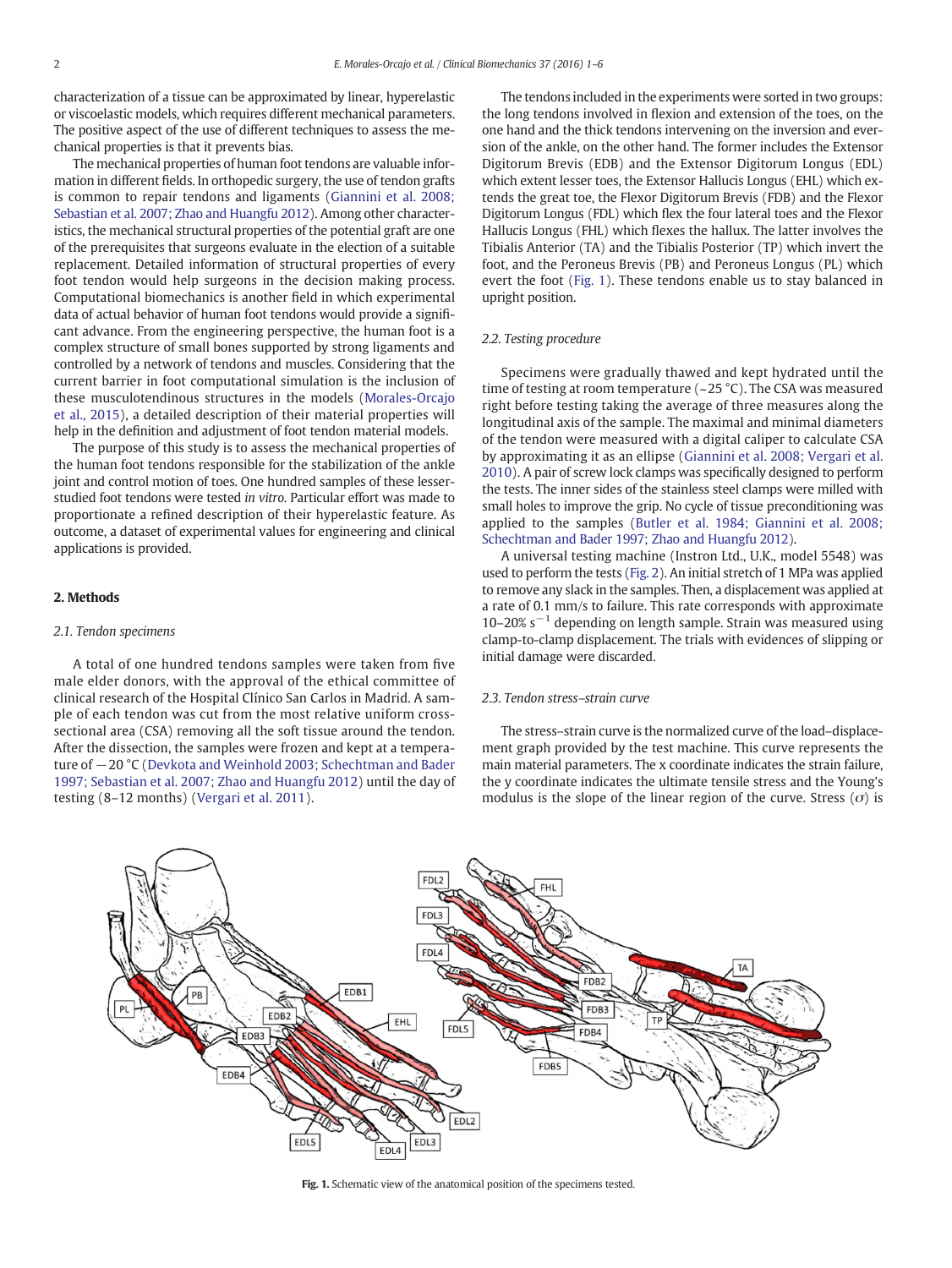characterization of a tissue can be approximated by linear, hyperelastic or viscoelastic models, which requires different mechanical parameters. The positive aspect of the use of different techniques to assess the mechanical properties is that it prevents bias.

The mechanical properties of human foot tendons are valuable information in different fields. In orthopedic surgery, the use of tendon grafts is common to repair tendons and ligaments (Giannini et al. 2008; Sebastian et al. 2007; Zhao and Huangfu 2012). Among other characteristics, the mechanical structural properties of the potential graft are one of the prerequisites that surgeons evaluate in the election of a suitable replacement. Detailed information of structural properties of every foot tendon would help surgeons in the decision making process. Computational biomechanics is another field in which experimental data of actual behavior of human foot tendons would provide a significant advance. From the engineering perspective, the human foot is a complex structure of small bones supported by strong ligaments and controlled by a network of tendons and muscles. Considering that the current barrier in foot computational simulation is the inclusion of these musculotendinous structures in the models (Morales-Orcajo et al., 2015), a detailed description of their material properties will help in the definition and adjustment of foot tendon material models.

The purpose of this study is to assess the mechanical properties of the human foot tendons responsible for the stabilization of the ankle joint and control motion of toes. One hundred samples of these lesser-studied foot tendons were tested *in vitro*. Particular effort was made to proportionate a refined description of their hyperelastic feature. As outcome, a dataset of experimental values for engineering and clinical applications is provided.

## 2. Methods

### 2.1. Tendon specimens

A total of one hundred tendons samples were taken from five male elder donors, with the approval of the ethical committee of clinical research of the Hospital Clínico San Carlos in Madrid. A sample of each tendon was cut from the most relative uniform cross-sectional area (CSA) removing all the soft tissue around the tendon. After the dissection, the samples were frozen and kept at a temperature of −20 °C (Devkota and Weinhold 2003; Schechtman and Bader 1997; Sebastian et al. 2007; Zhao and Huangfu 2012) until the day of testing (8–12 months) (Vergari et al. 2011).

The tendons included in the experiments were sorted in two groups: the long tendons involved in flexion and extension of the toes, on the one hand and the thick tendons intervening on the inversion and eversion of the ankle, on the other hand. The former includes the Extensor Digitorum Brevis (EDB) and the Extensor Digitorum Longus (EDL) which extent lesser toes, the Extensor Hallucis Longus (EHL) which extends the great toe, the Flexor Digitorum Brevis (FDB) and the Flexor Digitorum Longus (FDL) which flex the four lateral toes and the Flexor Hallucis Longus (FHL) which flexes the hallux. The latter involves the Tibialis Anterior (TA) and the Tibialis Posterior (TP) which invert the foot, and the Peroneus Brevis (PB) and Peroneus Longus (PL) which evert the foot (Fig. 1). These tendons enable us to stay balanced in upright position.

### 2.2. Testing procedure

Specimens were gradually thawed and kept hydrated until the time of testing at room temperature (~25 °C). The CSA was measured right before testing taking the average of three measures along the longitudinal axis of the sample. The maximal and minimal diameters of the tendon were measured with a digital caliper to calculate CSA by approximating it as an ellipse (Giannini et al. 2008; Vergari et al. 2010). A pair of screw lock clamps was specifically designed to perform the tests. The inner sides of the stainless steel clamps were milled with small holes to improve the grip. No cycle of tissue preconditioning was applied to the samples (Butler et al. 1984; Giannini et al. 2008; Schechtman and Bader 1997; Zhao and Huangfu 2012).

A universal testing machine (Instron Ltd., U.K., model 5548) was used to perform the tests (Fig. 2). An initial stretch of 1 MPa was applied to remove any slack in the samples. Then, a displacement was applied at a rate of 0.1 mm/s to failure. This rate corresponds with approximate 10–20% $s^{-1}$ depending on length sample. Strain was measured using clamp-to-clamp displacement. The trials with evidences of slipping or initial damage were discarded.

### 2.3. Tendon stress–strain curve

The stress–strain curve is the normalized curve of the load–displacement graph provided by the test machine. This curve represents the main material parameters. The x coordinate indicates the strain failure, the y coordinate indicates the ultimate tensile stress and the Young's modulus is the slope of the linear region of the curve. Stress ($\sigma$) is

**Fig. 1.** Schematic view of the anatomical position of the specimens tested.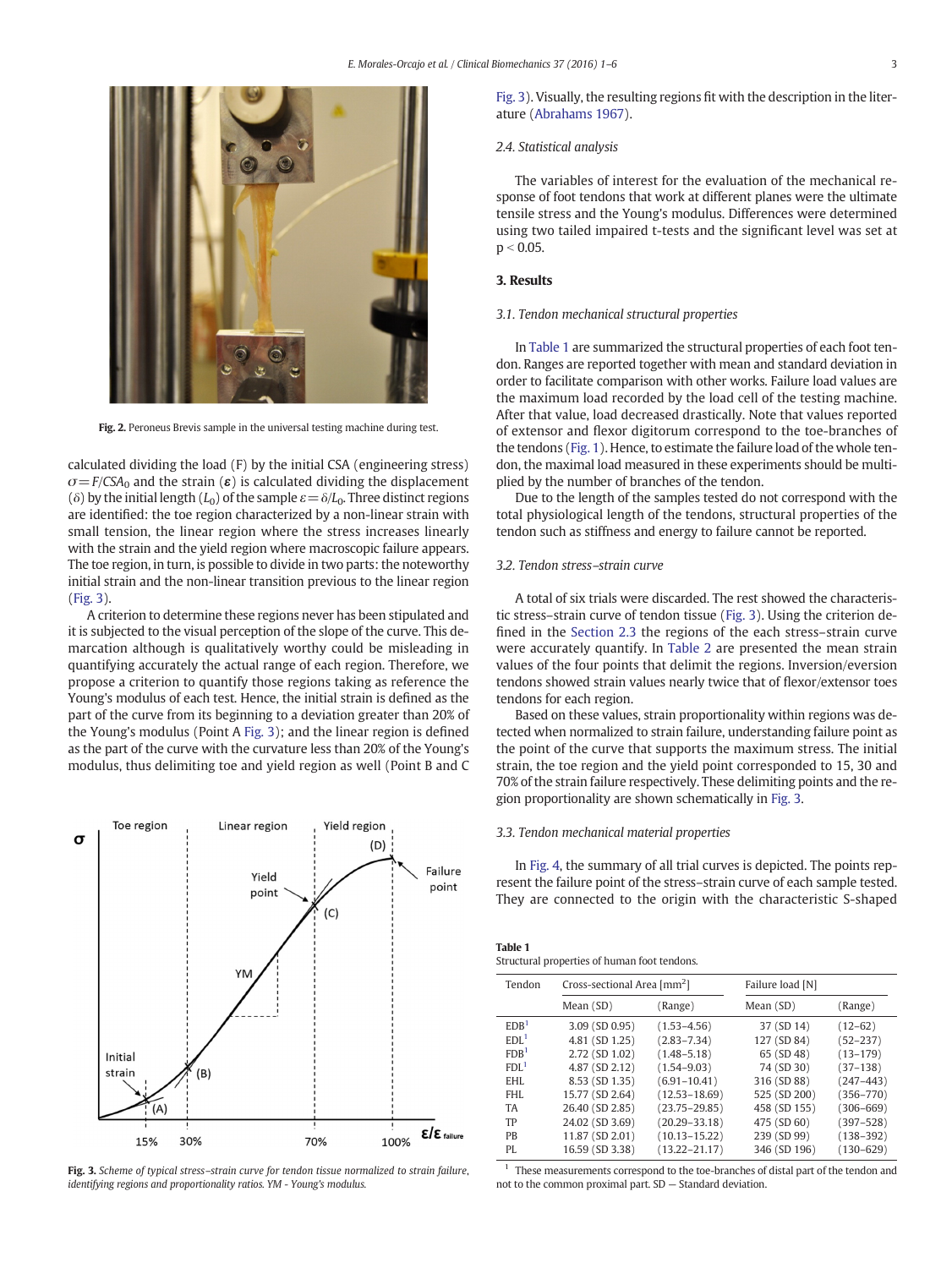Fig. 2. Peroneus Brevis sample in the universal testing machine during test.

calculated dividing the load (F) by the initial CSA (engineering stress) $\sigma = F/CSA_0$ and the strain ($\boldsymbol{\varepsilon}$) is calculated dividing the displacement ($\delta$) by the initial length ($L_0$) of the sample $\varepsilon = \delta/L_0$. Three distinct regions are identified: the toe region characterized by a non-linear strain with small tension, the linear region where the stress increases linearly with the strain and the yield region where macroscopic failure appears. The toe region, in turn, is possible to divide in two parts: the noteworthy initial strain and the non-linear transition previous to the linear region (Fig. 3).

A criterion to determine these regions never has been stipulated and it is subjected to the visual perception of the slope of the curve. This demarcation although is qualitatively worthy could be misleading in quantifying accurately the actual range of each region. Therefore, we propose a criterion to quantify those regions taking as reference the Young's modulus of each test. Hence, the initial strain is defined as the part of the curve from its beginning to a deviation greater than 20% of the Young's modulus (Point A Fig. 3); and the linear region is defined as the part of the curve with the curvature less than 20% of the Young's modulus, thus delimiting toe and yield region as well (Point B and C Fig. 3). Visually, the resulting regions fit with the description in the literature (Abrahams 1967).

Fig. 3. *Scheme of typical stress–strain curve for tendon tissue normalized to strain failure, identifying regions and proportionality ratios. YM - Young's modulus.*

### 2.4. Statistical analysis

The variables of interest for the evaluation of the mechanical response of foot tendons that work at different planes were the ultimate tensile stress and the Young's modulus. Differences were determined using two tailed impaired t-tests and the significant level was set at $p < 0.05$.

## 3. Results

### 3.1. Tendon mechanical structural properties

In Table 1 are summarized the structural properties of each foot tendon. Ranges are reported together with mean and standard deviation in order to facilitate comparison with other works. Failure load values are the maximum load recorded by the load cell of the testing machine. After that value, load decreased drastically. Note that values reported of extensor and flexor digitorum correspond to the toe-branches of the tendons (Fig. 1). Hence, to estimate the failure load of the whole tendon, the maximal load measured in these experiments should be multiplied by the number of branches of the tendon.

Due to the length of the samples tested do not correspond with the total physiological length of the tendons, structural properties of the tendon such as stiffness and energy to failure cannot be reported.

### 3.2. Tendon stress–strain curve

A total of six trials were discarded. The rest showed the characteristic stress–strain curve of tendon tissue (Fig. 3). Using the criterion defined in the Section 2.3 the regions of the each stress–strain curve were accurately quantify. In Table 2 are presented the mean strain values of the four points that delimit the regions. Inversion/eversion tendons showed strain values nearly twice that of flexor/extensor toes tendons for each region.

Based on these values, strain proportionality within regions was detected when normalized to strain failure, understanding failure point as the point of the curve that supports the maximum stress. The initial strain, the toe region and the yield point corresponded to 15, 30 and 70% of the strain failure respectively. These delimiting points and the region proportionality are shown schematically in Fig. 3.

### 3.3. Tendon mechanical material properties

In Fig. 4, the summary of all trial curves is depicted. The points represent the failure point of the stress–strain curve of each sample tested. They are connected to the origin with the characteristic S-shaped

**Table 1**
Structural properties of human foot tendons.

| Tendon | Cross-sectional Area [mm$^2$] | | Failure load [N] | |
|---|---|---|---|---|
| | Mean (SD) | (Range) | Mean (SD) | (Range) |
| EDB[1] | 3.09 (SD 0.95) | (1.53–4.56) | 37 (SD 14) | (12–62) |
| EDL[1] | 4.81 (SD 1.25) | (2.83–7.34) | 127 (SD 84) | (52–237) |
| FDB[1] | 2.72 (SD 1.02) | (1.48–5.18) | 65 (SD 48) | (13–179) |
| FDL[1] | 4.87 (SD 2.12) | (1.54–9.03) | 74 (SD 30) | (37–138) |
| EHL | 8.53 (SD 1.35) | (6.91–10.41) | 316 (SD 88) | (247–443) |
| FHL | 15.77 (SD 2.64) | (12.53–18.69) | 525 (SD 200) | (356–770) |
| TA | 26.40 (SD 2.85) | (23.75–29.85) | 458 (SD 155) | (306–669) |
| TP | 24.02 (SD 3.69) | (20.29–33.18) | 475 (SD 60) | (397–528) |
| PB | 11.87 (SD 2.01) | (10.13–15.22) | 239 (SD 99) | (138–392) |
| PL | 16.59 (SD 3.38) | (13.22–21.17) | 346 (SD 196) | (130–629) |

[1] These measurements correspond to the toe-branches of distal part of the tendon and not to the common proximal part. SD — Standard deviation.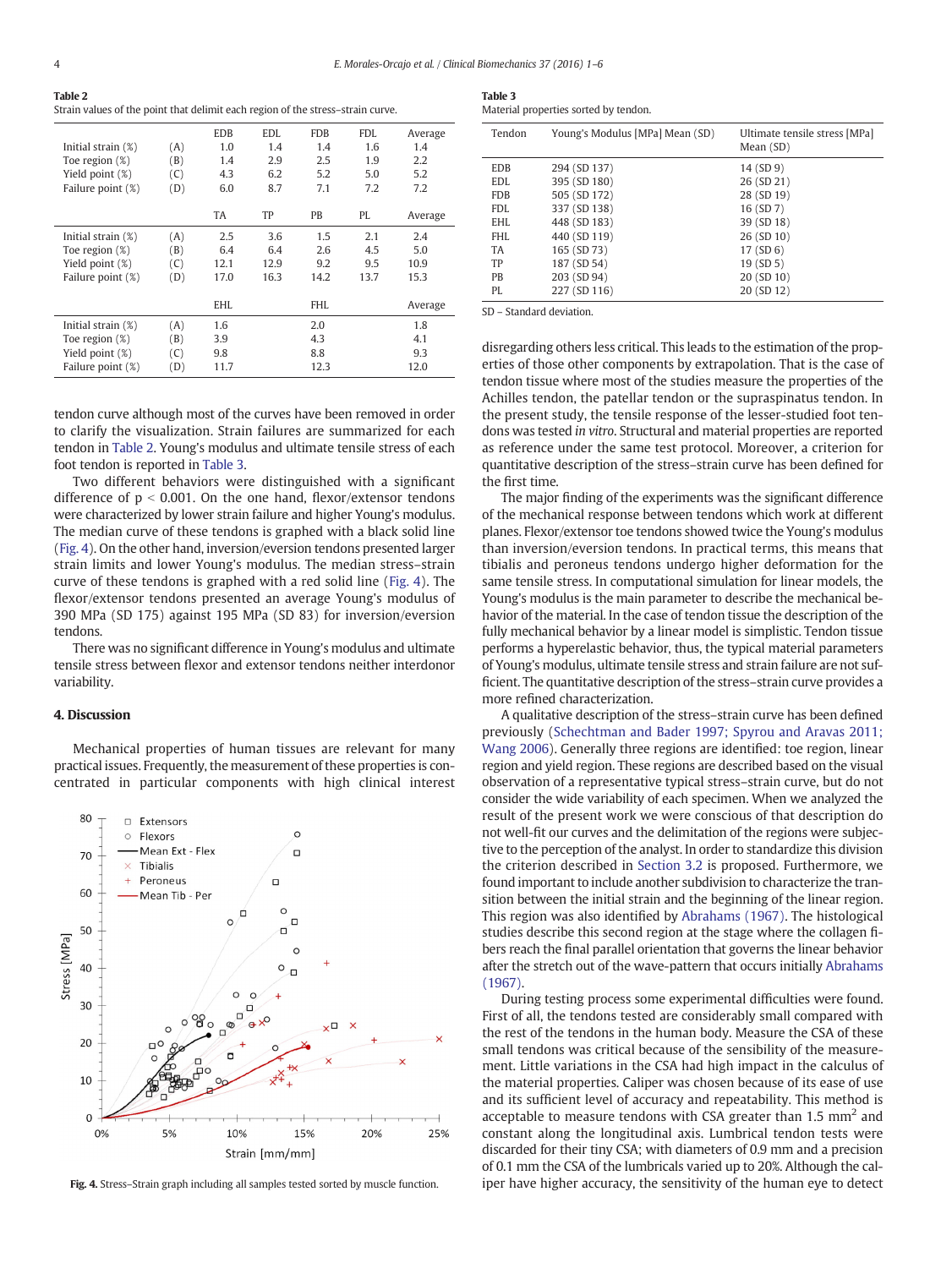**Table 2**
Strain values of the point that delimit each region of the stress–strain curve.

| | | EDB | EDL | FDB | FDL | Average |
|---|---|---|---|---|---|---|
| Initial strain (%) | (A) | 1.0 | 1.4 | 1.4 | 1.6 | 1.4 |
| Toe region (%) | (B) | 1.4 | 2.9 | 2.5 | 1.9 | 2.2 |
| Yield point (%) | (C) | 4.3 | 6.2 | 5.2 | 5.0 | 5.2 |
| Failure point (%) | (D) | 6.0 | 8.7 | 7.1 | 7.2 | 7.2 |
| | | TA | TP | PB | PL | Average |
| Initial strain (%) | (A) | 2.5 | 3.6 | 1.5 | 2.1 | 2.4 |
| Toe region (%) | (B) | 6.4 | 6.4 | 2.6 | 4.5 | 5.0 |
| Yield point (%) | (C) | 12.1 | 12.9 | 9.2 | 9.5 | 10.9 |
| Failure point (%) | (D) | 17.0 | 16.3 | 14.2 | 13.7 | 15.3 |
| | | EHL | | FHL | | Average |
| Initial strain (%) | (A) | 1.6 | | 2.0 | | 1.8 |
| Toe region (%) | (B) | 3.9 | | 4.3 | | 4.1 |
| Yield point (%) | (C) | 9.8 | | 8.8 | | 9.3 |
| Failure point (%) | (D) | 11.7 | | 12.3 | | 12.0 |

**Table 3**
Material properties sorted by tendon.

| Tendon | Young's Modulus [MPa] Mean (SD) | Ultimate tensile stress [MPa] Mean (SD) |
|---|---|---|
| EDB | 294 (SD 137) | 14 (SD 9) |
| EDL | 395 (SD 180) | 26 (SD 21) |
| FDB | 505 (SD 172) | 28 (SD 19) |
| FDL | 337 (SD 138) | 16 (SD 7) |
| EHL | 448 (SD 183) | 39 (SD 18) |
| FHL | 440 (SD 119) | 26 (SD 10) |
| TA | 165 (SD 73) | 17 (SD 6) |
| TP | 187 (SD 54) | 19 (SD 5) |
| PB | 203 (SD 94) | 20 (SD 10) |
| PL | 227 (SD 116) | 20 (SD 12) |

SD – Standard deviation.

tendon curve although most of the curves have been removed in order to clarify the visualization. Strain failures are summarized for each tendon in Table 2. Young's modulus and ultimate tensile stress of each foot tendon is reported in Table 3.

Two different behaviors were distinguished with a significant difference of $p < 0.001$. On the one hand, flexor/extensor tendons were characterized by lower strain failure and higher Young's modulus. The median curve of these tendons is graphed with a black solid line (Fig. 4). On the other hand, inversion/eversion tendons presented larger strain limits and lower Young's modulus. The median stress–strain curve of these tendons is graphed with a red solid line (Fig. 4). The flexor/extensor tendons presented an average Young's modulus of 390 MPa (SD 175) against 195 MPa (SD 83) for inversion/eversion tendons.

There was no significant difference in Young's modulus and ultimate tensile stress between flexor and extensor tendons neither interdonor variability.

## 4. Discussion

Mechanical properties of human tissues are relevant for many practical issues. Frequently, the measurement of these properties is concentrated in particular components with high clinical interest disregarding others less critical. This leads to the estimation of the properties of those other components by extrapolation. That is the case of tendon tissue where most of the studies measure the properties of the Achilles tendon, the patellar tendon or the supraspinatus tendon. In the present study, the tensile response of the lesser-studied foot tendons was tested *in vitro*. Structural and material properties are reported as reference under the same test protocol. Moreover, a criterion for quantitative description of the stress–strain curve has been defined for the first time.

**Fig. 4.** Stress–Strain graph including all samples tested sorted by muscle function.

The main finding of the experiments was the significant difference of the mechanical response between tendons which work at different planes. Flexor/extensor toe tendons showed twice the Young's modulus than inversion/eversion tendons. In practical terms, this means that tibialis and peroneus tendons undergo higher deformation for the same tensile stress. In computational simulation for linear models, the Young's modulus is the main parameter to describe the mechanical behavior of the material. In the case of tendon tissue the description of the fully mechanical behavior by a linear model is simplistic. Tendon tissue performs a hyperelastic behavior, thus, the typical material parameters of Young's modulus, ultimate tensile stress and strain failure are not sufficient. The quantitative description of the stress–strain curve provides a more refined characterization.

A qualitative description of the stress–strain curve has been defined previously (Schechtman and Bader 1997; Spyrou and Aravas 2011; Wang 2006). Generally three regions are identified: toe region, linear region and yield region. These regions are described based on the visual observation of a representative typical stress–strain curve, but do not consider the wide variability of each specimen. When we analyzed the result of the present work we were conscious of that description do not well-fit our curves and the delimitation of the regions were subjective to the perception of the analyst. In order to standardize this division the criterion described in Section 3.2 is proposed. Furthermore, we found important to include another subdivision to characterize the transition between the initial strain and the beginning of the linear region. This region was also identified by Abrahams (1967). The histological studies describe this second region at the stage where the collagen fibers reach the final parallel orientation that governs the linear behavior after the stretch out of the wave-pattern that occurs initially Abrahams (1967).

During testing process some experimental difficulties were found. First of all, the tendons tested are considerably small compared with the rest of the tendons in the human body. Measure the CSA of these small tendons was critical because of the sensibility of the measurement. Little variations in the CSA had high impact in the calculus of the material properties. Caliper was chosen because of its ease of use and its sufficient level of accuracy and repeatability. This method is acceptable to measure tendons with CSA greater than 1.5 $mm^2$ and constant along the longitudinal axis. Lumbrical tendon tests were discarded for their tiny CSA; with diameters of 0.9 mm and a precision of 0.1 mm the CSA of the lumbricals varied up to 20%. Although the caliper have higher accuracy, the sensitivity of the human eye to detect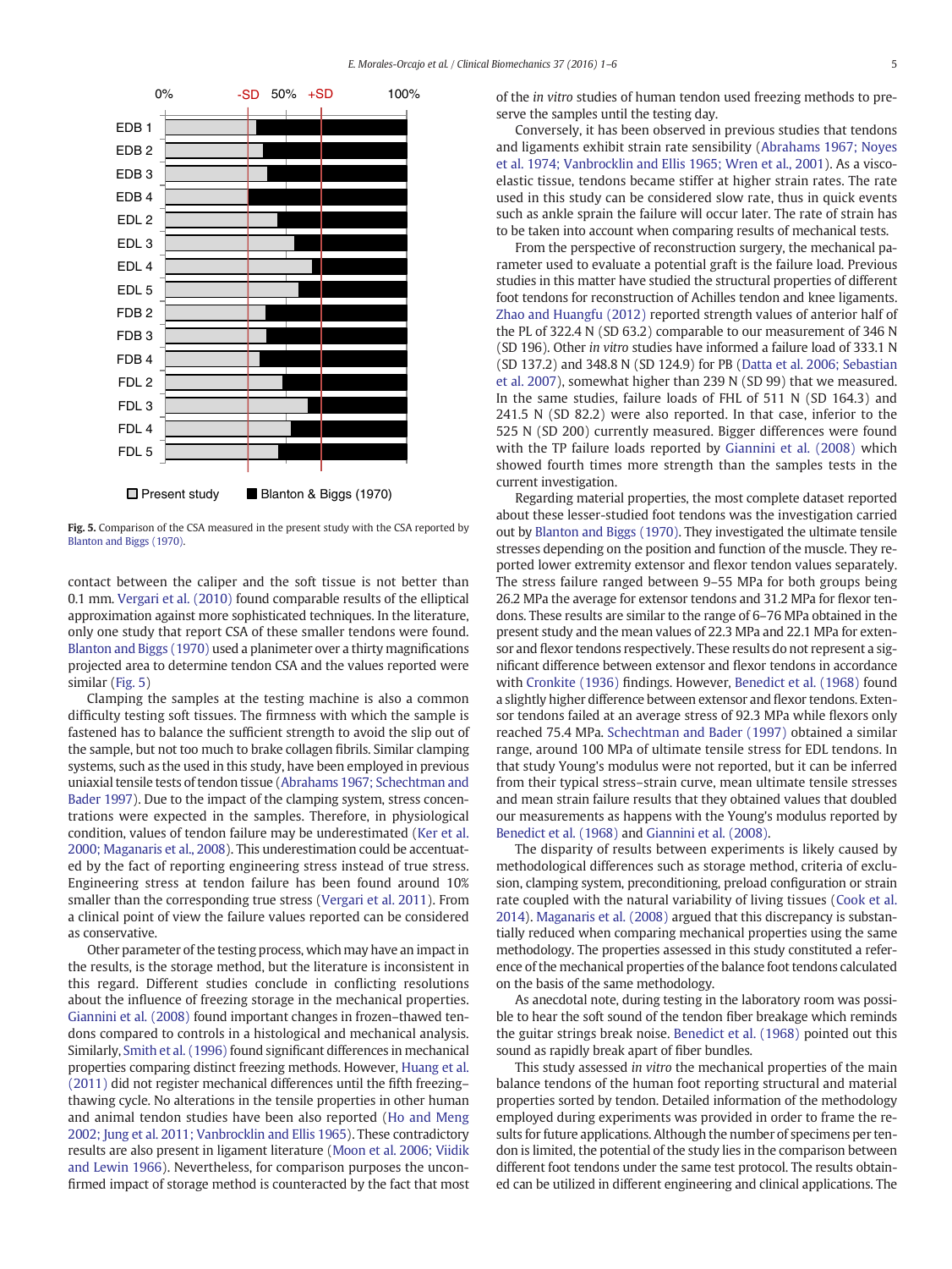Fig. 5. Comparison of the CSA measured in the present study with the CSA reported by Blanton and Biggs (1970).

contact between the caliper and the soft tissue is not better than 0.1 mm. Vergari et al. (2010) found comparable results of the elliptical approximation against more sophisticated techniques. In the literature, only one study that report CSA of these smaller tendons were found. Blanton and Biggs (1970) used a planimeter over a thirty magnifications projected area to determine tendon CSA and the values reported were similar (Fig. 5)

Clamping the samples at the testing machine is also a common difficulty testing soft tissues. The firmness with which the sample is fastened has to balance the sufficient strength to avoid the slip out of the sample, but not too much to brake collagen fibrils. Similar clamping systems, such as the used in this study, have been employed in previous uniaxial tensile tests of tendon tissue (Abrahams 1967; Schechtman and Bader 1997). Due to the impact of the clamping system, stress concentrations were expected in the samples. Therefore, in physiological condition, values of tendon failure may be underestimated (Ker et al. 2000; Maganaris et al., 2008). This underestimation could be accentuated by the fact of reporting engineering stress instead of true stress. Engineering stress at tendon failure has been found around 10% smaller than the corresponding true stress (Vergari et al. 2011). From a clinical point of view the failure values reported can be considered as conservative.

Other parameter of the testing process, which may have an impact in the results, is the storage method, but the literature is inconsistent in this regard. Different studies conclude in conflicting resolutions about the influence of freezing storage in the mechanical properties. Giannini et al. (2008) found important changes in frozen–thawed tendons compared to controls in a histological and mechanical analysis. Similarly, Smith et al. (1996) found significant differences in mechanical properties comparing distinct freezing methods. However, Huang et al. (2011) did not register mechanical differences until the fifth freezing–thawing cycle. No alterations in the tensile properties in other human and animal tendon studies have been also reported (Ho and Meng 2002; Jung et al. 2011; Vanbrocklin and Ellis 1965). These contradictory results are also present in ligament literature (Moon et al. 2006; Viidik and Lewin 1966). Nevertheless, for comparison purposes the unconfirmed impact of storage method is counteracted by the fact that most of the *in vitro* studies of human tendon used freezing methods to preserve the samples until the testing day.

Conversely, it has been observed in previous studies that tendons and ligaments exhibit strain rate sensibility (Abrahams 1967; Noyes et al. 1974; Vanbrocklin and Ellis 1965; Wren et al., 2001). As a viscoelastic tissue, tendons became stiffer at higher strain rates. The rate used in this study can be considered slow rate, thus in quick events such as ankle sprain the failure will occur later. The rate of strain has to be taken into account when comparing results of mechanical tests.

From the perspective of reconstruction surgery, the mechanical parameter used to evaluate a potential graft is the failure load. Previous studies in this matter have studied the structural properties of different foot tendons for reconstruction of Achilles tendon and knee ligaments. Zhao and Huangfu (2012) reported strength values of anterior half of the PL of 322.4 N (SD 63.2) comparable to our measurement of 346 N (SD 196). Other *in vitro* studies have informed a failure load of 333.1 N (SD 137.2) and 348.8 N (SD 124.9) for PB (Datta et al. 2006; Sebastian et al. 2007), somewhat higher than 239 N (SD 99) that we measured. In the same studies, failure loads of FHL of 511 N (SD 164.3) and 241.5 N (SD 82.2) were also reported. In that case, inferior to the 525 N (SD 200) currently measured. Bigger differences were found with the TP failure loads reported by Giannini et al. (2008) which showed fourth times more strength than the samples tests in the current investigation.

Regarding material properties, the most complete dataset reported about these lesser-studied foot tendons was the investigation carried out by Blanton and Biggs (1970). They investigated the ultimate tensile stresses depending on the position and function of the muscle. They reported lower extremity extensor and flexor tendon values separately. The stress failure ranged between 9–55 MPa for both groups being 26.2 MPa the average for extensor tendons and 31.2 MPa for flexor tendons. These results are similar to the range of 6–76 MPa obtained in the present study and the mean values of 22.3 MPa and 22.1 MPa for extensor and flexor tendons respectively. These results do not represent a significant difference between extensor and flexor tendons in accordance with Cronkite (1936) findings. However, Benedict et al. (1968) found a slightly higher difference between extensor and flexor tendons. Extensor tendons failed at an average stress of 92.3 MPa while flexors only reached 75.4 MPa. Schechtman and Bader (1997) obtained a similar range, around 100 MPa of ultimate tensile stress for EDL tendons. In that study Young's modulus were not reported, but it can be inferred from their typical stress–strain curve, mean ultimate tensile stresses and mean strain failure results that they obtained values that doubled our measurements as happens with the Young's modulus reported by Benedict et al. (1968) and Giannini et al. (2008).

The disparity of results between experiments is likely caused by methodological differences such as storage method, criteria of exclusion, clamping system, preconditioning, preload configuration or strain rate coupled with the natural variability of living tissues (Cook et al. 2014). Maganaris et al. (2008) argued that this discrepancy is substantially reduced when comparing mechanical properties using the same methodology. The properties assessed in this study constituted a reference of the mechanical properties of the balance foot tendons calculated on the basis of the same methodology.

As anecdotal note, during testing in the laboratory room was possible to hear the soft sound of the tendon fiber breakage which reminds the guitar strings break noise. Benedict et al. (1968) pointed out this sound as rapidly break apart of fiber bundles.

This study assessed *in vitro* the mechanical properties of the main balance tendons of the human foot reporting structural and material properties sorted by tendon. Detailed information of the methodology employed during experiments was provided in order to frame the results for future applications. Although the number of specimens per tendon is limited, the potential of the study lies in the comparison between different foot tendons under the same test protocol. The results obtained can be utilized in different engineering and clinical applications. The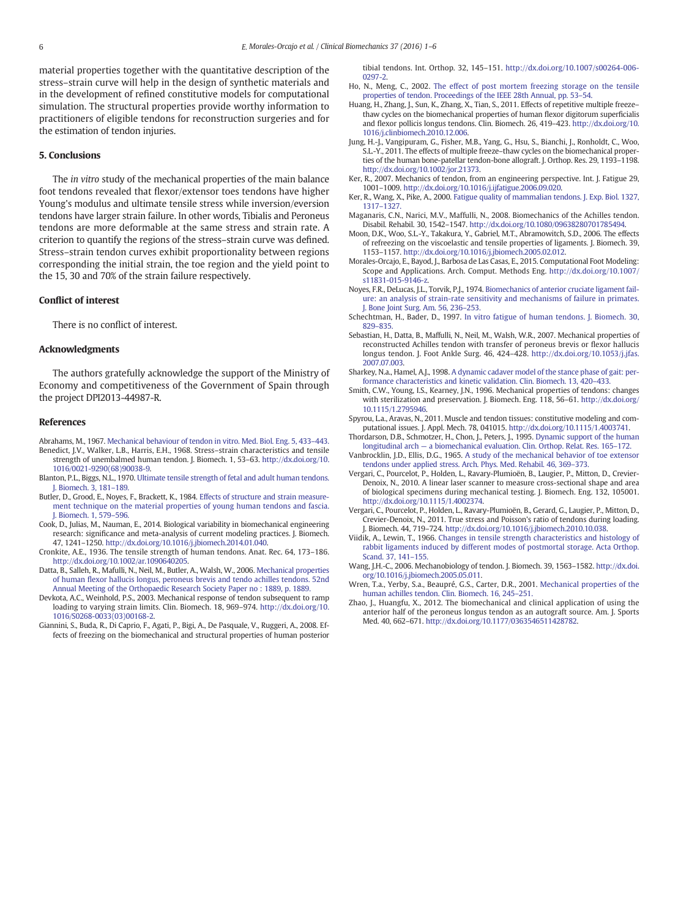material properties together with the quantitative description of the stress–strain curve will help in the design of synthetic materials and in the development of refined constitutive models for computational simulation. The structural properties provide worthy information to practitioners of eligible tendons for reconstruction surgeries and for the estimation of tendon injuries.

## 5. Conclusions

The *in vitro* study of the mechanical properties of the main balance foot tendons revealed that flexor/extensor toes tendons have higher Young's modulus and ultimate tensile stress while inversion/eversion tendons have larger strain failure. In other words, Tibialis and Peroneus tendons are more deformable at the same stress and strain rate. A criterion to quantify the regions of the stress–strain curve was defined. Stress–strain tendon curves exhibit proportionality between regions corresponding the initial strain, the toe region and the yield point to the 15, 30 and 70% of the strain failure respectively.

## Conflict of interest

There is no conflict of interest.

## Acknowledgments

The authors gratefully acknowledge the support of the Ministry of Economy and competitiveness of the Government of Spain through the project DPI2013-44987-R.

## References

Abrahams, M., 1967. Mechanical behaviour of tendon in vitro. Med. Biol. Eng. 5, 433–443.

Benedict, J.V., Walker, L.B., Harris, E.H., 1968. Stress–strain characteristics and tensile strength of unembalmed human tendon. J. Biomech. 1, 53–63. http://dx.doi.org/10.1016/0021-9290(68)90038-9.

Blanton, P.L., Biggs, N.L., 1970. Ultimate tensile strength of fetal and adult human tendons. J. Biomech. 3, 181–189.

Butler, D., Grood, E., Noyes, F., Brackett, K., 1984. Effects of structure and strain measurement technique on the material properties of young human tendons and fascia. J. Biomech. 1, 579–596.

Cook, D., Julias, M., Nauman, E., 2014. Biological variability in biomechanical engineering research: significance and meta-analysis of current modeling practices. J. Biomech. 47, 1241–1250. http://dx.doi.org/10.1016/j.jbiomech.2014.01.040.

Cronkite, A.E., 1936. The tensile strength of human tendons. Anat. Rec. 64, 173–186. http://dx.doi.org/10.1002/ar.1090640205.

Datta, B., Salleh, R., Mafulli, N., Neil, M., Walsh, W., Butler, A., Walsh, W., 2006. Mechanical properties of human flexor hallucis longus, peroneus brevis and tendo achilles tendons. 52nd Annual Meeting of the Orthopaedic Research Society Paper no : 1889, p. 1889.

Devkota, A.C., Weinhold, P.S., 2003. Mechanical response of tendon subsequent to ramp loading to varying strain limits. Clin. Biomech. 18, 969–974. http://dx.doi.org/10.1016/S0268-0033(03)00168-2.

Giannini, S., Buda, R., Di Caprio, F., Agati, P., Bigi, A., De Pasquale, V., Ruggeri, A., 2008. Effects of freezing on the biomechanical and structural properties of human posterior tibial tendons. Int. Orthop. 32, 145–151. http://dx.doi.org/10.1007/s00264-006-0297-2.

Ho, N., Meng, C., 2002. The effect of post mortem freezing storage on the tensile properties of tendon. Proceedings of the IEEE 28th Annual, pp. 53–54.

Huang, H., Zhang, J., Sun, K., Zhang, X., Tian, S., 2011. Effects of repetitive multiple freeze–thaw cycles on the biomechanical properties of human flexor digitorum superficialis and flexor pollicis longus tendons. Clin. Biomech. 26, 419–423. http://dx.doi.org/10.1016/j.clinbiomech.2010.12.006.

Jung, H.-J., Vangipuram, G., Fisher, M.B., Yang, G., Hsu, S., Bianchi, J., Ronholdt, C., Woo, S.L.-Y., 2011. The effects of multiple freeze–thaw cycles on the biomechanical properties of the human bone-patellar tendon-bone allograft. J. Orthop. Res. 29, 1193–1198. http://dx.doi.org/10.1002/jor.21373.

Ker, R., 2007. Mechanics of tendon, from an engineering perspective. Int. J. Fatigue 29, 1001–1009. http://dx.doi.org/10.1016/j.ijfatigue.2006.09.020.

Ker, R., Wang, X., Pike, A., 2000. Fatigue quality of mammalian tendons. J. Exp. Biol. 1327, 1317–1327.

Maganaris, C.N., Narici, M.V., Maffulli, N., 2008. Biomechanics of the Achilles tendon. Disabil. Rehabil. 30, 1542–1547. http://dx.doi.org/10.1080/09638280701785494.

Moon, D.K., Woo, S.L.-Y., Takakura, Y., Gabriel, M.T., Abramowitch, S.D., 2006. The effects of refreezing on the viscoelastic and tensile properties of ligaments. J. Biomech. 39, 1153–1157. http://dx.doi.org/10.1016/j.jbiomech.2005.02.012.

Morales-Orcajo, E., Bayod, J., Barbosa de Las Casas, E., 2015. Computational Foot Modeling: Scope and Applications. Arch. Comput. Methods Eng. http://dx.doi.org/10.1007/s11831-015-9146-z.

Noyes, F.R., DeLucas, J.L., Torvik, P.J., 1974. Biomechanics of anterior cruciate ligament failure: an analysis of strain-rate sensitivity and mechanisms of failure in primates. J. Bone Joint Surg. Am. 56, 236–253.

Schechtman, H., Bader, D., 1997. In vitro fatigue of human tendons. J. Biomech. 30, 829–835.

Sebastian, H., Datta, B., Maffulli, N., Neil, M., Walsh, W.R., 2007. Mechanical properties of reconstructed Achilles tendon with transfer of peroneus brevis or flexor hallucis longus tendon. J. Foot Ankle Surg. 46, 424–428. http://dx.doi.org/10.1053/j.jfas.2007.07.003.

Sharkey, N.a., Hamel, A.J., 1998. A dynamic cadaver model of the stance phase of gait: performance characteristics and kinetic validation. Clin. Biomech. 13, 420–433.

Smith, C.W., Young, I.S., Kearney, J.N., 1996. Mechanical properties of tendons: changes with sterilization and preservation. J. Biomech. Eng. 118, 56–61. http://dx.doi.org/10.1115/1.2795946.

Spyrou, L.a., Aravas, N., 2011. Muscle and tendon tissues: constitutive modeling and computational issues. J. Appl. Mech. 78, 041015. http://dx.doi.org/10.1115/1.4003741.

Thordarson, D.B., Schmotzer, H., Chon, J., Peters, J., 1995. Dynamic support of the human longitudinal arch — a biomechanical evaluation. Clin. Orthop. Relat. Res. 165–172.

Vanbrocklin, J.D., Ellis, D.G., 1965. A study of the mechanical behavior of toe extensor tendons under applied stress. Arch. Phys. Med. Rehabil. 46, 369–373.

Vergari, C., Pourcelot, P., Holden, L., Ravary-Plumioën, B., Laugier, P., Mitton, D., Crevier-Denoix, N., 2010. A linear laser scanner to measure cross-sectional shape and area of biological specimens during mechanical testing. J. Biomech. Eng. 132, 105001. http://dx.doi.org/10.1115/1.4002374.

Vergari, C., Pourcelot, P., Holden, L., Ravary-Plumioën, B., Gerard, G., Laugier, P., Mitton, D., Crevier-Denoix, N., 2011. True stress and Poisson's ratio of tendons during loading. J. Biomech. 44, 719–724. http://dx.doi.org/10.1016/j.jbiomech.2010.10.038.

Viidik, A., Lewin, T., 1966. Changes in tensile strength characteristics and histology of rabbit ligaments induced by different modes of postmortal storage. Acta Orthop. Scand. 37, 141–155.

Wang, J.H.-C., 2006. Mechanobiology of tendon. J. Biomech. 39, 1563–1582. http://dx.doi.org/10.1016/j.jbiomech.2005.05.011.

Wren, T.a., Yerby, S.a., Beaupré, G.S., Carter, D.R., 2001. Mechanical properties of the human achilles tendon. Clin. Biomech. 16, 245–251.

Zhao, J., Huangfu, X., 2012. The biomechanical and clinical application of using the anterior half of the peroneus longus tendon as an autograft source. Am. J. Sports Med. 40, 662–671. http://dx.doi.org/10.1177/0363546511428782.